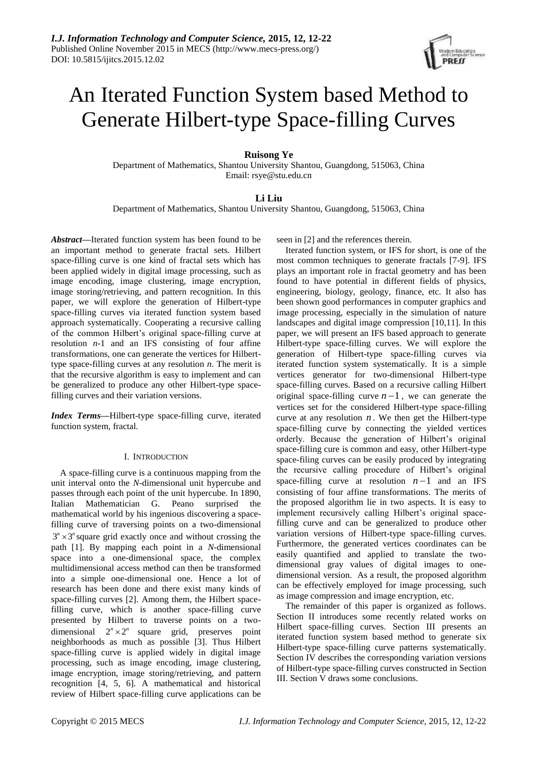# An Iterated Function System based Method to Generate Hilbert-type Space-filling Curves

**Ruisong Ye**

Department of Mathematics, Shantou University Shantou, Guangdong, 515063, China
Email: rsye@stu.edu.cn

**Li Liu**

Department of Mathematics, Shantou University Shantou, Guangdong, 515063, China

***Abstract*—**Iterated function system has been found to be an important method to generate fractal sets. Hilbert space-filling curve is one kind of fractal sets which has been applied widely in digital image processing, such as image encoding, image clustering, image encryption, image storing/retrieving, and pattern recognition. In this paper, we will explore the generation of Hilbert-type space-filling curves via iterated function system based approach systematically. Cooperating a recursive calling of the common Hilbert's original space-filling curve at resolution *n*-1 and an IFS consisting of four affine transformations, one can generate the vertices for Hilbert-type space-filling curves at any resolution *n*. The merit is that the recursive algorithm is easy to implement and can be generalized to produce any other Hilbert-type space-filling curves and their variation versions.

***Index Terms*—**Hilbert-type space-filling curve, iterated function system, fractal.

## I. Introduction

A space-filling curve is a continuous mapping from the unit interval onto the *N*-dimensional unit hypercube and passes through each point of the unit hypercube. In 1890, Italian Mathematician G. Peano surprised the mathematical world by his ingenious discovering a space-filling curve of traversing points on a two-dimensional $3^n \times 3^n$ square grid exactly once and without crossing the path [1]. By mapping each point in a *N*-dimensional space into a one-dimensional space, the complex multidimensional access method can then be transformed into a simple one-dimensional one. Hence a lot of research has been done and there exist many kinds of space-filling curves [2]. Among them, the Hilbert space-filling curve, which is another space-filling curve presented by Hilbert to traverse points on a two-dimensional $2^n \times 2^n$ square grid, preserves point neighborhoods as much as possible [3]. Thus Hilbert space-filling curve is applied widely in digital image processing, such as image encoding, image clustering, image encryption, image storing/retrieving, and pattern recognition [4, 5, 6]. A mathematical and historical review of Hilbert space-filling curve applications can be seen in [2] and the references therein.

Iterated function system, or IFS for short, is one of the most common techniques to generate fractals [7-9]. IFS plays an important role in fractal geometry and has been found to have potential in different fields of physics, engineering, biology, geology, finance, etc. It also has been shown good performances in computer graphics and image processing, especially in the simulation of nature landscapes and digital image compression [10,11]. In this paper, we will present an IFS based approach to generate Hilbert-type space-filling curves. We will explore the generation of Hilbert-type space-filling curves via iterated function system systematically. It is a simple vertices generator for two-dimensional Hilbert-type space-filling curves. Based on a recursive calling Hilbert original space-filling curve $n-1$, we can generate the vertices set for the considered Hilbert-type space-filling curve at any resolution $n$. We then get the Hilbert-type space-filling curve by connecting the yielded vertices orderly. Because the generation of Hilbert's original space-filling cure is common and easy, other Hilbert-type space-filing curves can be easily produced by integrating the recursive calling procedure of Hilbert's original space-filling curve at resolution $n-1$ and an IFS consisting of four affine transformations. The merits of the proposed algorithm lie in two aspects. It is easy to implement recursively calling Hilbert's original space-filling curve and can be generalized to produce other variation versions of Hilbert-type space-filling curves. Furthermore, the generated vertices coordinates can be easily quantified and applied to translate the two-dimensional gray values of digital images to one-dimensional version. As a result, the proposed algorithm can be effectively employed for image processing, such as image compression and image encryption, etc.

The remainder of this paper is organized as follows. Section II introduces some recently related works on Hilbert space-filling curves. Section III presents an iterated function system based method to generate six Hilbert-type space-filling curve patterns systematically. Section IV describes the corresponding variation versions of Hilbert-type space-filling curves constructed in Section III. Section V draws some conclusions.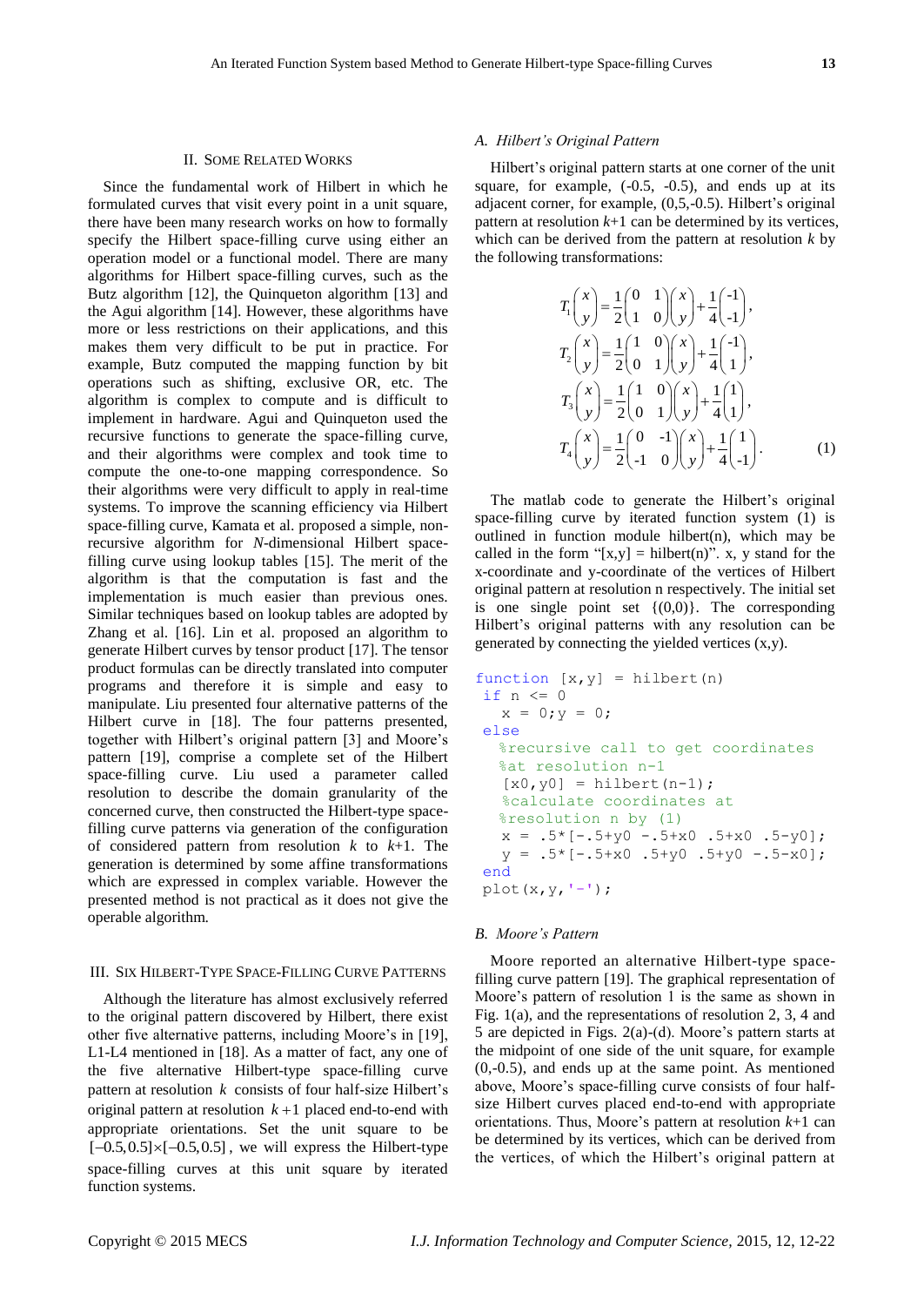## II. Some Related Works

Since the fundamental work of Hilbert in which he formulated curves that visit every point in a unit square, there have been many research works on how to formally specify the Hilbert space-filling curve using either an operation model or a functional model. There are many algorithms for Hilbert space-filling curves, such as the Butz algorithm [12], the Quinqueton algorithm [13] and the Agui algorithm [14]. However, these algorithms have more or less restrictions on their applications, and this makes them very difficult to be put in practice. For example, Butz computed the mapping function by bit operations such as shifting, exclusive OR, etc. The algorithm is complex to compute and is difficult to implement in hardware. Agui and Quinqueton used the recursive functions to generate the space-filling curve, and their algorithms were complex and took time to compute the one-to-one mapping correspondence. So their algorithms were very difficult to apply in real-time systems. To improve the scanning efficiency via Hilbert space-filling curve, Kamata et al. proposed a simple, non-recursive algorithm for *N*-dimensional Hilbert space-filling curve using lookup tables [15]. The merit of the algorithm is that the computation is fast and the implementation is much easier than previous ones. Similar techniques based on lookup tables are adopted by Zhang et al. [16]. Lin et al. proposed an algorithm to generate Hilbert curves by tensor product [17]. The tensor product formulas can be directly translated into computer programs and therefore it is simple and easy to manipulate. Liu presented four alternative patterns of the Hilbert curve in [18]. The four patterns presented, together with Hilbert's original pattern [3] and Moore's pattern [19], comprise a complete set of the Hilbert space-filling curve. Liu used a parameter called resolution to describe the domain granularity of the concerned curve, then constructed the Hilbert-type space-filling curve patterns via generation of the configuration of considered pattern from resolution *k* to *k*+1. The generation is determined by some affine transformations which are expressed in complex variable. However the presented method is not practical as it does not give the operable algorithm.

## III. Six Hilbert-Type Space-Filling Curve Patterns

Although the literature has almost exclusively referred to the original pattern discovered by Hilbert, there exist other five alternative patterns, including Moore's in [19], L1-L4 mentioned in [18]. As a matter of fact, any one of the five alternative Hilbert-type space-filling curve pattern at resolution $k$ consists of four half-size Hilbert's original pattern at resolution $k+1$ placed end-to-end with appropriate orientations. Set the unit square to be $[-0.5,0.5]\times[-0.5,0.5]$, we will express the Hilbert-type space-filling curves at this unit square by iterated function systems.

### A. Hilbert's Original Pattern

Hilbert's original pattern starts at one corner of the unit square, for example, (-0.5, -0.5), and ends up at its adjacent corner, for example, (0,5,-0.5). Hilbert's original pattern at resolution *k*+1 can be determined by its vertices, which can be derived from the pattern at resolution *k* by the following transformations:

$$
\begin{aligned}
T_1\begin{pmatrix} x \\ y \end{pmatrix} &= \frac{1}{2}\begin{pmatrix} 0 & 1 \\ 1 & 0 \end{pmatrix}\begin{pmatrix} x \\ y \end{pmatrix} + \frac{1}{4}\begin{pmatrix} -1 \\ -1 \end{pmatrix}, \\
T_2\begin{pmatrix} x \\ y \end{pmatrix} &= \frac{1}{2}\begin{pmatrix} 1 & 0 \\ 0 & 1 \end{pmatrix}\begin{pmatrix} x \\ y \end{pmatrix} + \frac{1}{4}\begin{pmatrix} -1 \\ 1 \end{pmatrix}, \\
T_3\begin{pmatrix} x \\ y \end{pmatrix} &= \frac{1}{2}\begin{pmatrix} 1 & 0 \\ 0 & 1 \end{pmatrix}\begin{pmatrix} x \\ y \end{pmatrix} + \frac{1}{4}\begin{pmatrix} 1 \\ 1 \end{pmatrix}, \\
T_4\begin{pmatrix} x \\ y \end{pmatrix} &= \frac{1}{2}\begin{pmatrix} 0 & -1 \\ -1 & 0 \end{pmatrix}\begin{pmatrix} x \\ y \end{pmatrix} + \frac{1}{4}\begin{pmatrix} 1 \\ -1 \end{pmatrix}.
\end{aligned} \tag{1}
$$

The matlab code to generate the Hilbert's original space-filling curve by iterated function system (1) is outlined in function module hilbert(n), which may be called in the form "[x,y] = hilbert(n)". x, y stand for the x-coordinate and y-coordinate of the vertices of Hilbert original pattern at resolution n respectively. The initial set is one single point set {(0,0)}. The corresponding Hilbert's original patterns with any resolution can be generated by connecting the yielded vertices (x,y).

```
function [x,y] = hilbert(n)
 if n <= 0
   x = 0;y = 0;
 else
   %recursive call to get coordinates
   %at resolution n-1
   [x0,y0] = hilbert(n-1);
   %calculate coordinates at
   %resolution n by (1)
   x = .5*[-.5+y0 -.5+x0 .5+x0 .5-y0];
   y = .5*[-.5+x0 .5+y0 .5+y0 -.5-x0];
 end
 plot(x,y,'-');
```

### B. Moore's Pattern

Moore reported an alternative Hilbert-type space-filling curve pattern [19]. The graphical representation of Moore's pattern of resolution 1 is the same as shown in Fig. 1(a), and the representations of resolution 2, 3, 4 and 5 are depicted in Figs. 2(a)-(d). Moore's pattern starts at the midpoint of one side of the unit square, for example (0,-0.5), and ends up at the same point. As mentioned above, Moore's space-filling curve consists of four half-size Hilbert curves placed end-to-end with appropriate orientations. Thus, Moore's pattern at resolution *k*+1 can be determined by its vertices, which can be derived from the vertices, of which the Hilbert's original pattern at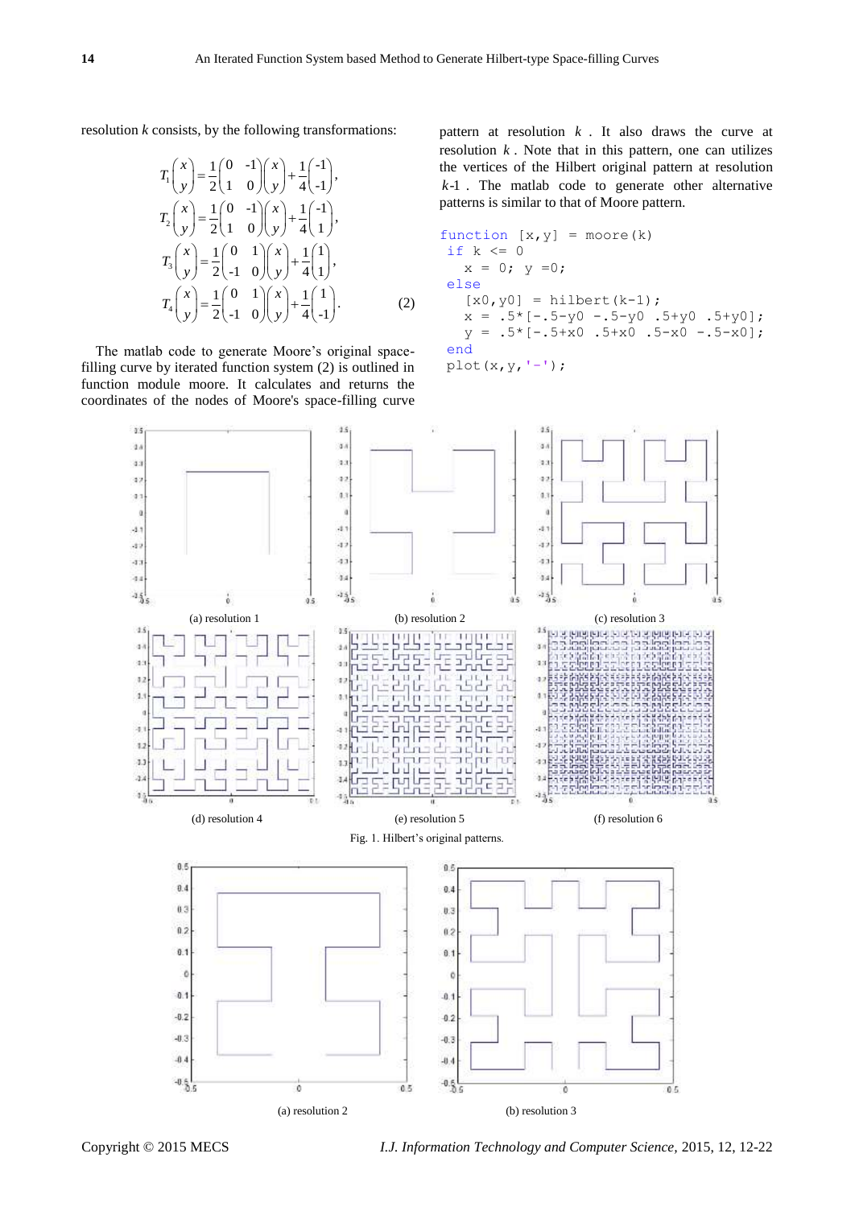resolution $k$ consists, by the following transformations:

$$
\begin{aligned}
T_1\begin{pmatrix} x \\ y \end{pmatrix} &= \frac{1}{2}\begin{pmatrix} 0 & -1 \\ 1 & 0 \end{pmatrix}\begin{pmatrix} x \\ y \end{pmatrix} + \frac{1}{4}\begin{pmatrix} -1 \\ -1 \end{pmatrix}, \\
T_2\begin{pmatrix} x \\ y \end{pmatrix} &= \frac{1}{2}\begin{pmatrix} 0 & -1 \\ 1 & 0 \end{pmatrix}\begin{pmatrix} x \\ y \end{pmatrix} + \frac{1}{4}\begin{pmatrix} -1 \\ 1 \end{pmatrix}, \\
T_3\begin{pmatrix} x \\ y \end{pmatrix} &= \frac{1}{2}\begin{pmatrix} 0 & 1 \\ -1 & 0 \end{pmatrix}\begin{pmatrix} x \\ y \end{pmatrix} + \frac{1}{4}\begin{pmatrix} 1 \\ 1 \end{pmatrix}, \\
T_4\begin{pmatrix} x \\ y \end{pmatrix} &= \frac{1}{2}\begin{pmatrix} 0 & 1 \\ -1 & 0 \end{pmatrix}\begin{pmatrix} x \\ y \end{pmatrix} + \frac{1}{4}\begin{pmatrix} 1 \\ -1 \end{pmatrix}.
\end{aligned}
\tag{2}
$$

The matlab code to generate Moore's original space-filling curve by iterated function system (2) is outlined in function module moore. It calculates and returns the coordinates of the nodes of Moore's space-filling curve pattern at resolution $k$. It also draws the curve at resolution $k$. Note that in this pattern, one can utilizes the vertices of the Hilbert original pattern at resolution $k$-1. The matlab code to generate other alternative patterns is similar to that of Moore pattern.

```
function [x,y] = moore(k)
 if k <= 0
   x = 0; y =0;
 else
   [x0,y0] = hilbert(k-1);
   x = .5*[-.5-y0 -.5-y0 .5+y0 .5+y0];
   y = .5*[-.5+x0 .5+x0 .5-x0 -.5-x0];
 end
 plot(x,y,'-');
```

(a) resolution 1 (b) resolution 2 (c) resolution 3

(d) resolution 4 (e) resolution 5 (f) resolution 6

Fig. 1. Hilbert's original patterns.

(a) resolution 2 (b) resolution 3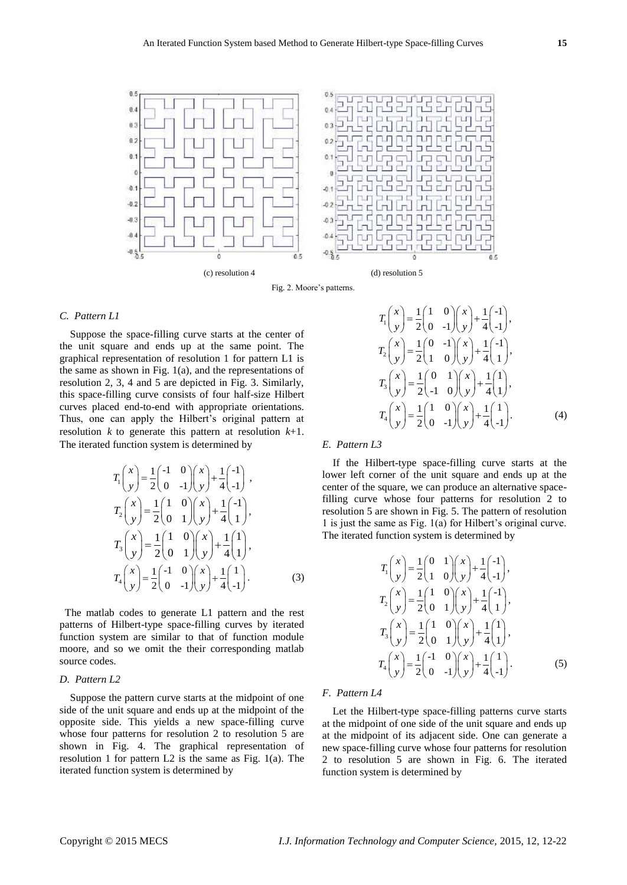(c) resolution 4

(d) resolution 5

Fig. 2. Moore's patterns.

### *C. Pattern L1*

Suppose the space-filling curve starts at the center of the unit square and ends up at the same point. The graphical representation of resolution 1 for pattern L1 is the same as shown in Fig. 1(a), and the representations of resolution 2, 3, 4 and 5 are depicted in Fig. 3. Similarly, this space-filling curve consists of four half-size Hilbert curves placed end-to-end with appropriate orientations. Thus, one can apply the Hilbert's original pattern at resolution $k$ to generate this pattern at resolution $k$+1. The iterated function system is determined by

$$
\begin{aligned}
T_1\begin{pmatrix} x \\ y \end{pmatrix} &= \frac{1}{2}\begin{pmatrix} -1 & 0 \\ 0 & -1 \end{pmatrix}\begin{pmatrix} x \\ y \end{pmatrix} + \frac{1}{4}\begin{pmatrix} -1 \\ -1 \end{pmatrix}, \\
T_2\begin{pmatrix} x \\ y \end{pmatrix} &= \frac{1}{2}\begin{pmatrix} 1 & 0 \\ 0 & 1 \end{pmatrix}\begin{pmatrix} x \\ y \end{pmatrix} + \frac{1}{4}\begin{pmatrix} -1 \\ 1 \end{pmatrix}, \\
T_3\begin{pmatrix} x \\ y \end{pmatrix} &= \frac{1}{2}\begin{pmatrix} 1 & 0 \\ 0 & 1 \end{pmatrix}\begin{pmatrix} x \\ y \end{pmatrix} + \frac{1}{4}\begin{pmatrix} 1 \\ 1 \end{pmatrix}, \\
T_4\begin{pmatrix} x \\ y \end{pmatrix} &= \frac{1}{2}\begin{pmatrix} -1 & 0 \\ 0 & -1 \end{pmatrix}\begin{pmatrix} x \\ y \end{pmatrix} + \frac{1}{4}\begin{pmatrix} 1 \\ -1 \end{pmatrix}.
\end{aligned} \tag{3}
$$

The matlab codes to generate L1 pattern and the rest patterns of Hilbert-type space-filling curves by iterated function system are similar to that of function module moore, and so we omit the their corresponding matlab source codes.

### *D. Pattern L2*

Suppose the pattern curve starts at the midpoint of one side of the unit square and ends up at the midpoint of the opposite side. This yields a new space-filling curve whose four patterns for resolution 2 to resolution 5 are shown in Fig. 4. The graphical representation of resolution 1 for pattern L2 is the same as Fig. 1(a). The iterated function system is determined by

$$
\begin{aligned}
T_1\begin{pmatrix} x \\ y \end{pmatrix} &= \frac{1}{2}\begin{pmatrix} 1 & 0 \\ 0 & -1 \end{pmatrix}\begin{pmatrix} x \\ y \end{pmatrix} + \frac{1}{4}\begin{pmatrix} -1 \\ -1 \end{pmatrix}, \\
T_2\begin{pmatrix} x \\ y \end{pmatrix} &= \frac{1}{2}\begin{pmatrix} 0 & -1 \\ 1 & 0 \end{pmatrix}\begin{pmatrix} x \\ y \end{pmatrix} + \frac{1}{4}\begin{pmatrix} -1 \\ 1 \end{pmatrix}, \\
T_3\begin{pmatrix} x \\ y \end{pmatrix} &= \frac{1}{2}\begin{pmatrix} 0 & 1 \\ -1 & 0 \end{pmatrix}\begin{pmatrix} x \\ y \end{pmatrix} + \frac{1}{4}\begin{pmatrix} 1 \\ 1 \end{pmatrix}, \\
T_4\begin{pmatrix} x \\ y \end{pmatrix} &= \frac{1}{2}\begin{pmatrix} 1 & 0 \\ 0 & -1 \end{pmatrix}\begin{pmatrix} x \\ y \end{pmatrix} + \frac{1}{4}\begin{pmatrix} 1 \\ -1 \end{pmatrix}.
\end{aligned} \tag{4}
$$

### *E. Pattern L3*

If the Hilbert-type space-filling curve starts at the lower left corner of the unit square and ends up at the center of the square, we can produce an alternative space-filling curve whose four patterns for resolution 2 to resolution 5 are shown in Fig. 5. The pattern of resolution 1 is just the same as Fig. 1(a) for Hilbert's original curve. The iterated function system is determined by

$$
\begin{aligned}
T_1\begin{pmatrix} x \\ y \end{pmatrix} &= \frac{1}{2}\begin{pmatrix} 0 & 1 \\ 1 & 0 \end{pmatrix}\begin{pmatrix} x \\ y \end{pmatrix} + \frac{1}{4}\begin{pmatrix} -1 \\ -1 \end{pmatrix}, \\
T_2\begin{pmatrix} x \\ y \end{pmatrix} &= \frac{1}{2}\begin{pmatrix} 1 & 0 \\ 0 & 1 \end{pmatrix}\begin{pmatrix} x \\ y \end{pmatrix} + \frac{1}{4}\begin{pmatrix} -1 \\ 1 \end{pmatrix}, \\
T_3\begin{pmatrix} x \\ y \end{pmatrix} &= \frac{1}{2}\begin{pmatrix} 1 & 0 \\ 0 & 1 \end{pmatrix}\begin{pmatrix} x \\ y \end{pmatrix} + \frac{1}{4}\begin{pmatrix} 1 \\ 1 \end{pmatrix}, \\
T_4\begin{pmatrix} x \\ y \end{pmatrix} &= \frac{1}{2}\begin{pmatrix} -1 & 0 \\ 0 & -1 \end{pmatrix}\begin{pmatrix} x \\ y \end{pmatrix} + \frac{1}{4}\begin{pmatrix} 1 \\ -1 \end{pmatrix}.
\end{aligned} \tag{5}
$$

### *F. Pattern L4*

Let the Hilbert-type space-filling patterns curve starts at the midpoint of one side of the unit square and ends up at the midpoint of its adjacent side. One can generate a new space-filling curve whose four patterns for resolution 2 to resolution 5 are shown in Fig. 6. The iterated function system is determined by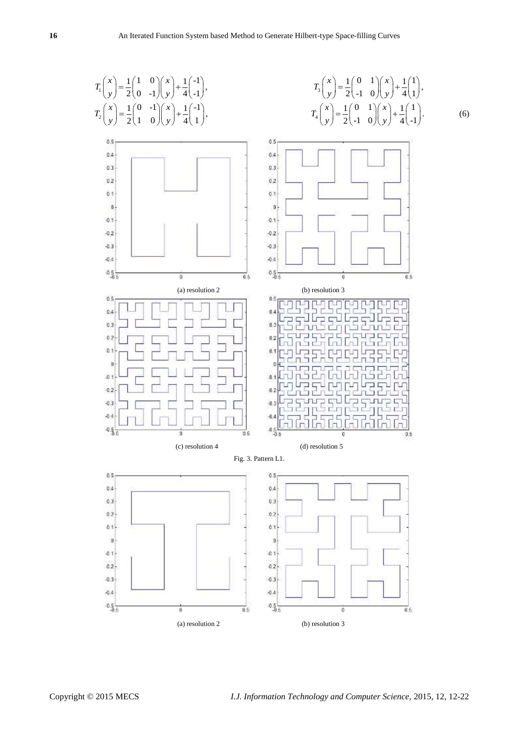$$T_1\begin{pmatrix}x\\y\end{pmatrix}=\frac{1}{2}\begin{pmatrix}1&0\\0&-1\end{pmatrix}\begin{pmatrix}x\\y\end{pmatrix}+\frac{1}{4}\begin{pmatrix}-1\\-1\end{pmatrix},\qquad T_3\begin{pmatrix}x\\y\end{pmatrix}=\frac{1}{2}\begin{pmatrix}0&1\\-1&0\end{pmatrix}\begin{pmatrix}x\\y\end{pmatrix}+\frac{1}{4}\begin{pmatrix}1\\1\end{pmatrix},$$

$$T_2\begin{pmatrix}x\\y\end{pmatrix}=\frac{1}{2}\begin{pmatrix}0&-1\\1&0\end{pmatrix}\begin{pmatrix}x\\y\end{pmatrix}+\frac{1}{4}\begin{pmatrix}-1\\1\end{pmatrix},\qquad T_4\begin{pmatrix}x\\y\end{pmatrix}=\frac{1}{2}\begin{pmatrix}0&1\\-1&0\end{pmatrix}\begin{pmatrix}x\\y\end{pmatrix}+\frac{1}{4}\begin{pmatrix}1\\-1\end{pmatrix}. \tag{6}$$

(a) resolution 2 (b) resolution 3

(c) resolution 4 (d) resolution 5

Fig. 3. Pattern L1.

(a) resolution 2 (b) resolution 3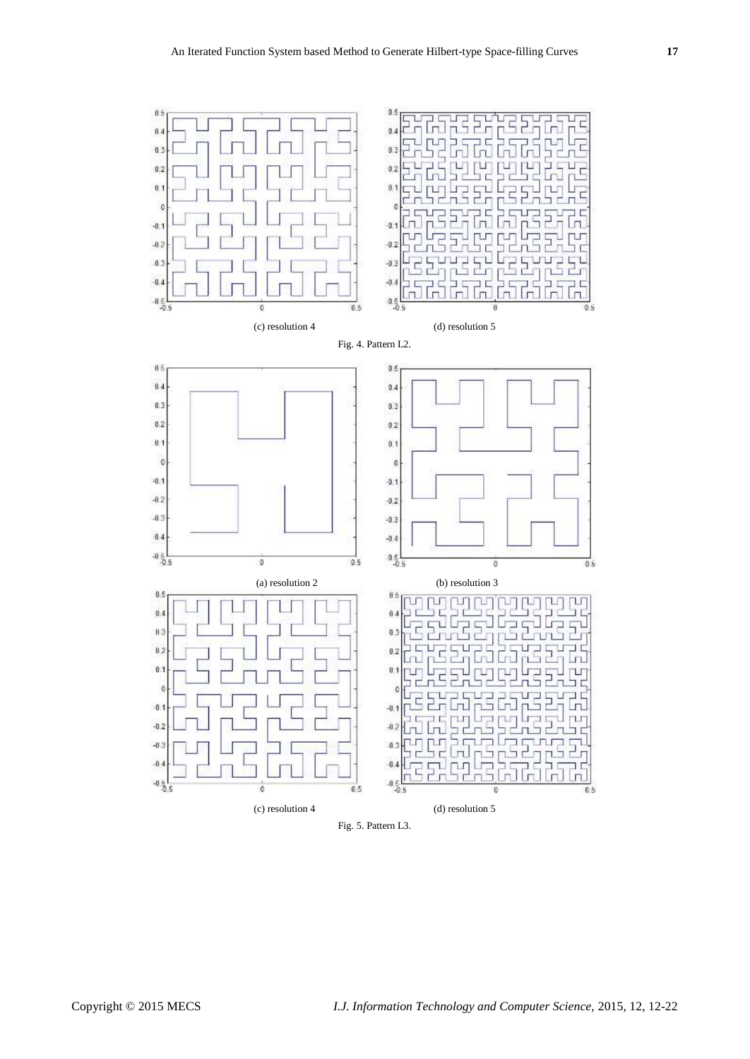(c) resolution 4

(d) resolution 5

Fig. 4. Pattern L2.

(a) resolution 2

(b) resolution 3

(c) resolution 4

(d) resolution 5

Fig. 5. Pattern L3.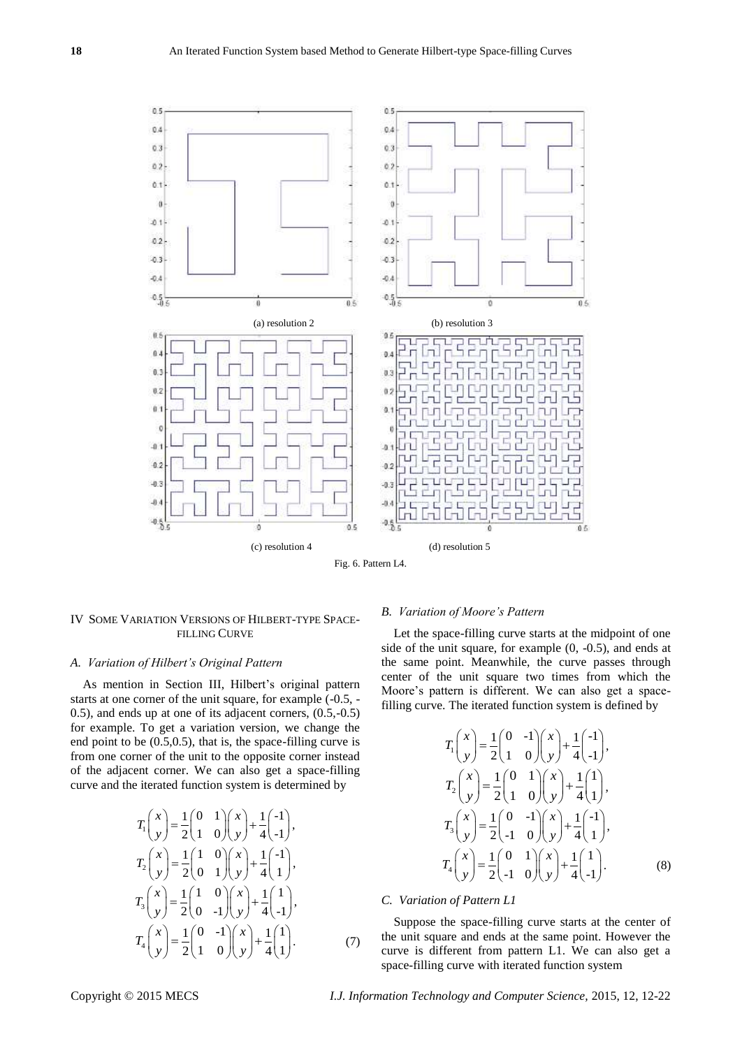(a) resolution 2

(b) resolution 3

(c) resolution 4

(d) resolution 5

Fig. 6. Pattern L4.

## IV Some Variation Versions of Hilbert-type Space-filling Curve

### *A. Variation of Hilbert's Original Pattern*

As mention in Section III, Hilbert's original pattern starts at one corner of the unit square, for example (-0.5, -0.5), and ends up at one of its adjacent corners, (0.5,-0.5) for example. To get a variation version, we change the end point to be (0.5,0.5), that is, the space-filling curve is from one corner of the unit to the opposite corner instead of the adjacent corner. We can also get a space-filling curve and the iterated function system is determined by

$$
\begin{aligned}
T_1\begin{pmatrix} x \\ y \end{pmatrix} &= \frac{1}{2}\begin{pmatrix} 0 & 1 \\ 1 & 0 \end{pmatrix}\begin{pmatrix} x \\ y \end{pmatrix} + \frac{1}{4}\begin{pmatrix} -1 \\ -1 \end{pmatrix}, \\
T_2\begin{pmatrix} x \\ y \end{pmatrix} &= \frac{1}{2}\begin{pmatrix} 1 & 0 \\ 0 & 1 \end{pmatrix}\begin{pmatrix} x \\ y \end{pmatrix} + \frac{1}{4}\begin{pmatrix} -1 \\ 1 \end{pmatrix}, \\
T_3\begin{pmatrix} x \\ y \end{pmatrix} &= \frac{1}{2}\begin{pmatrix} 1 & 0 \\ 0 & -1 \end{pmatrix}\begin{pmatrix} x \\ y \end{pmatrix} + \frac{1}{4}\begin{pmatrix} 1 \\ -1 \end{pmatrix}, \\
T_4\begin{pmatrix} x \\ y \end{pmatrix} &= \frac{1}{2}\begin{pmatrix} 0 & -1 \\ 1 & 0 \end{pmatrix}\begin{pmatrix} x \\ y \end{pmatrix} + \frac{1}{4}\begin{pmatrix} 1 \\ 1 \end{pmatrix}.
\end{aligned} \tag{7}
$$

### *B. Variation of Moore's Pattern*

Let the space-filling curve starts at the midpoint of one side of the unit square, for example (0, -0.5), and ends at the same point. Meanwhile, the curve passes through center of the unit square two times from which the Moore's pattern is different. We can also get a space-filling curve. The iterated function system is defined by

$$
\begin{aligned}
T_1\begin{pmatrix} x \\ y \end{pmatrix} &= \frac{1}{2}\begin{pmatrix} 0 & -1 \\ 1 & 0 \end{pmatrix}\begin{pmatrix} x \\ y \end{pmatrix} + \frac{1}{4}\begin{pmatrix} -1 \\ -1 \end{pmatrix}, \\
T_2\begin{pmatrix} x \\ y \end{pmatrix} &= \frac{1}{2}\begin{pmatrix} 0 & 1 \\ 1 & 0 \end{pmatrix}\begin{pmatrix} x \\ y \end{pmatrix} + \frac{1}{4}\begin{pmatrix} 1 \\ 1 \end{pmatrix}, \\
T_3\begin{pmatrix} x \\ y \end{pmatrix} &= \frac{1}{2}\begin{pmatrix} 0 & -1 \\ -1 & 0 \end{pmatrix}\begin{pmatrix} x \\ y \end{pmatrix} + \frac{1}{4}\begin{pmatrix} -1 \\ 1 \end{pmatrix}, \\
T_4\begin{pmatrix} x \\ y \end{pmatrix} &= \frac{1}{2}\begin{pmatrix} 0 & 1 \\ -1 & 0 \end{pmatrix}\begin{pmatrix} x \\ y \end{pmatrix} + \frac{1}{4}\begin{pmatrix} 1 \\ -1 \end{pmatrix}.
\end{aligned} \tag{8}
$$

### *C. Variation of Pattern L1*

Suppose the space-filling curve starts at the center of the unit square and ends at the same point. However the curve is different from pattern L1. We can also get a space-filling curve with iterated function system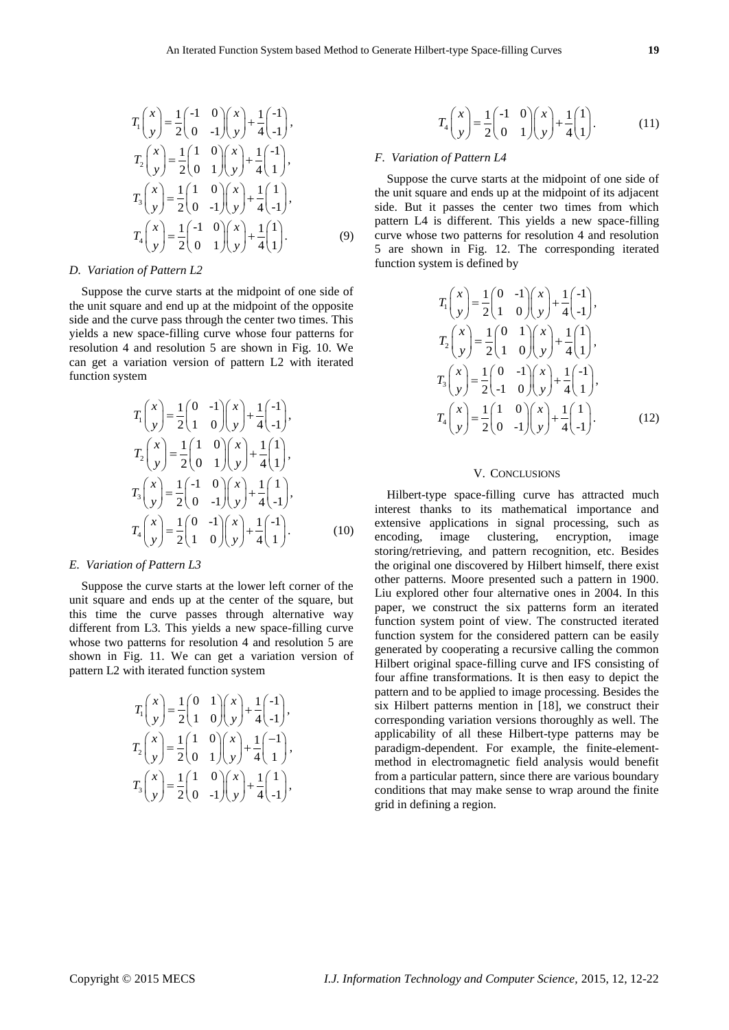$$
\begin{aligned}
T_1\begin{pmatrix} x \\ y \end{pmatrix} &= \frac{1}{2}\begin{pmatrix} -1 & 0 \\ 0 & -1 \end{pmatrix}\begin{pmatrix} x \\ y \end{pmatrix} + \frac{1}{4}\begin{pmatrix} -1 \\ -1 \end{pmatrix}, \\
T_2\begin{pmatrix} x \\ y \end{pmatrix} &= \frac{1}{2}\begin{pmatrix} 1 & 0 \\ 0 & 1 \end{pmatrix}\begin{pmatrix} x \\ y \end{pmatrix} + \frac{1}{4}\begin{pmatrix} -1 \\ 1 \end{pmatrix}, \\
T_3\begin{pmatrix} x \\ y \end{pmatrix} &= \frac{1}{2}\begin{pmatrix} 1 & 0 \\ 0 & -1 \end{pmatrix}\begin{pmatrix} x \\ y \end{pmatrix} + \frac{1}{4}\begin{pmatrix} 1 \\ -1 \end{pmatrix}, \\
T_4\begin{pmatrix} x \\ y \end{pmatrix} &= \frac{1}{2}\begin{pmatrix} -1 & 0 \\ 0 & 1 \end{pmatrix}\begin{pmatrix} x \\ y \end{pmatrix} + \frac{1}{4}\begin{pmatrix} 1 \\ 1 \end{pmatrix}.
\end{aligned} \tag{9}
$$

### D. Variation of Pattern L2

Suppose the curve starts at the midpoint of one side of the unit square and end up at the midpoint of the opposite side and the curve pass through the center two times. This yields a new space-filling curve whose four patterns for resolution 4 and resolution 5 are shown in Fig. 10. We can get a variation version of pattern L2 with iterated function system

$$
\begin{aligned}
T_1\begin{pmatrix} x \\ y \end{pmatrix} &= \frac{1}{2}\begin{pmatrix} 0 & -1 \\ 1 & 0 \end{pmatrix}\begin{pmatrix} x \\ y \end{pmatrix} + \frac{1}{4}\begin{pmatrix} -1 \\ -1 \end{pmatrix}, \\
T_2\begin{pmatrix} x \\ y \end{pmatrix} &= \frac{1}{2}\begin{pmatrix} 1 & 0 \\ 0 & 1 \end{pmatrix}\begin{pmatrix} x \\ y \end{pmatrix} + \frac{1}{4}\begin{pmatrix} 1 \\ 1 \end{pmatrix}, \\
T_3\begin{pmatrix} x \\ y \end{pmatrix} &= \frac{1}{2}\begin{pmatrix} -1 & 0 \\ 0 & -1 \end{pmatrix}\begin{pmatrix} x \\ y \end{pmatrix} + \frac{1}{4}\begin{pmatrix} 1 \\ -1 \end{pmatrix}, \\
T_4\begin{pmatrix} x \\ y \end{pmatrix} &= \frac{1}{2}\begin{pmatrix} 0 & -1 \\ 1 & 0 \end{pmatrix}\begin{pmatrix} x \\ y \end{pmatrix} + \frac{1}{4}\begin{pmatrix} -1 \\ 1 \end{pmatrix}.
\end{aligned} \tag{10}
$$

### E. Variation of Pattern L3

Suppose the curve starts at the lower left corner of the unit square and ends up at the center of the square, but this time the curve passes through alternative way different from L3. This yields a new space-filling curve whose two patterns for resolution 4 and resolution 5 are shown in Fig. 11. We can get a variation version of pattern L2 with iterated function system

$$
\begin{aligned}
T_1\begin{pmatrix} x \\ y \end{pmatrix} &= \frac{1}{2}\begin{pmatrix} 0 & 1 \\ 1 & 0 \end{pmatrix}\begin{pmatrix} x \\ y \end{pmatrix} + \frac{1}{4}\begin{pmatrix} -1 \\ -1 \end{pmatrix}, \\
T_2\begin{pmatrix} x \\ y \end{pmatrix} &= \frac{1}{2}\begin{pmatrix} 1 & 0 \\ 0 & 1 \end{pmatrix}\begin{pmatrix} x \\ y \end{pmatrix} + \frac{1}{4}\begin{pmatrix} -1 \\ 1 \end{pmatrix}, \\
T_3\begin{pmatrix} x \\ y \end{pmatrix} &= \frac{1}{2}\begin{pmatrix} 1 & 0 \\ 0 & -1 \end{pmatrix}\begin{pmatrix} x \\ y \end{pmatrix} + \frac{1}{4}\begin{pmatrix} 1 \\ -1 \end{pmatrix},
\end{aligned}
$$

$$
T_4\begin{pmatrix} x \\ y \end{pmatrix} = \frac{1}{2}\begin{pmatrix} -1 & 0 \\ 0 & 1 \end{pmatrix}\begin{pmatrix} x \\ y \end{pmatrix} + \frac{1}{4}\begin{pmatrix} 1 \\ 1 \end{pmatrix}. \tag{11}
$$

### F. Variation of Pattern L4

Suppose the curve starts at the midpoint of one side of the unit square and ends up at the midpoint of its adjacent side. But it passes the center two times from which pattern L4 is different. This yields a new space-filling curve whose two patterns for resolution 4 and resolution 5 are shown in Fig. 12. The corresponding iterated function system is defined by

$$
\begin{aligned}
T_1\begin{pmatrix} x \\ y \end{pmatrix} &= \frac{1}{2}\begin{pmatrix} 0 & -1 \\ 1 & 0 \end{pmatrix}\begin{pmatrix} x \\ y \end{pmatrix} + \frac{1}{4}\begin{pmatrix} -1 \\ -1 \end{pmatrix}, \\
T_2\begin{pmatrix} x \\ y \end{pmatrix} &= \frac{1}{2}\begin{pmatrix} 0 & 1 \\ 1 & 0 \end{pmatrix}\begin{pmatrix} x \\ y \end{pmatrix} + \frac{1}{4}\begin{pmatrix} 1 \\ 1 \end{pmatrix}, \\
T_3\begin{pmatrix} x \\ y \end{pmatrix} &= \frac{1}{2}\begin{pmatrix} 0 & -1 \\ -1 & 0 \end{pmatrix}\begin{pmatrix} x \\ y \end{pmatrix} + \frac{1}{4}\begin{pmatrix} -1 \\ 1 \end{pmatrix}, \\
T_4\begin{pmatrix} x \\ y \end{pmatrix} &= \frac{1}{2}\begin{pmatrix} 1 & 0 \\ 0 & -1 \end{pmatrix}\begin{pmatrix} x \\ y \end{pmatrix} + \frac{1}{4}\begin{pmatrix} 1 \\ -1 \end{pmatrix}.
\end{aligned} \tag{12}
$$

## V. Conclusions

Hilbert-type space-filling curve has attracted much interest thanks to its mathematical importance and extensive applications in signal processing, such as encoding, image clustering, encryption, image storing/retrieving, and pattern recognition, etc. Besides the original one discovered by Hilbert himself, there exist other patterns. Moore presented such a pattern in 1900. Liu explored other four alternative ones in 2004. In this paper, we construct the six patterns form an iterated function system point of view. The constructed iterated function system for the considered pattern can be easily generated by cooperating a recursive calling the common Hilbert original space-filling curve and IFS consisting of four affine transformations. It is then easy to depict the pattern and to be applied to image processing. Besides the six Hilbert patterns mention in [18], we construct their corresponding variation versions thoroughly as well. The applicability of all these Hilbert-type patterns may be paradigm-dependent. For example, the finite-element-method in electromagnetic field analysis would benefit from a particular pattern, since there are various boundary conditions that may make sense to wrap around the finite grid in defining a region.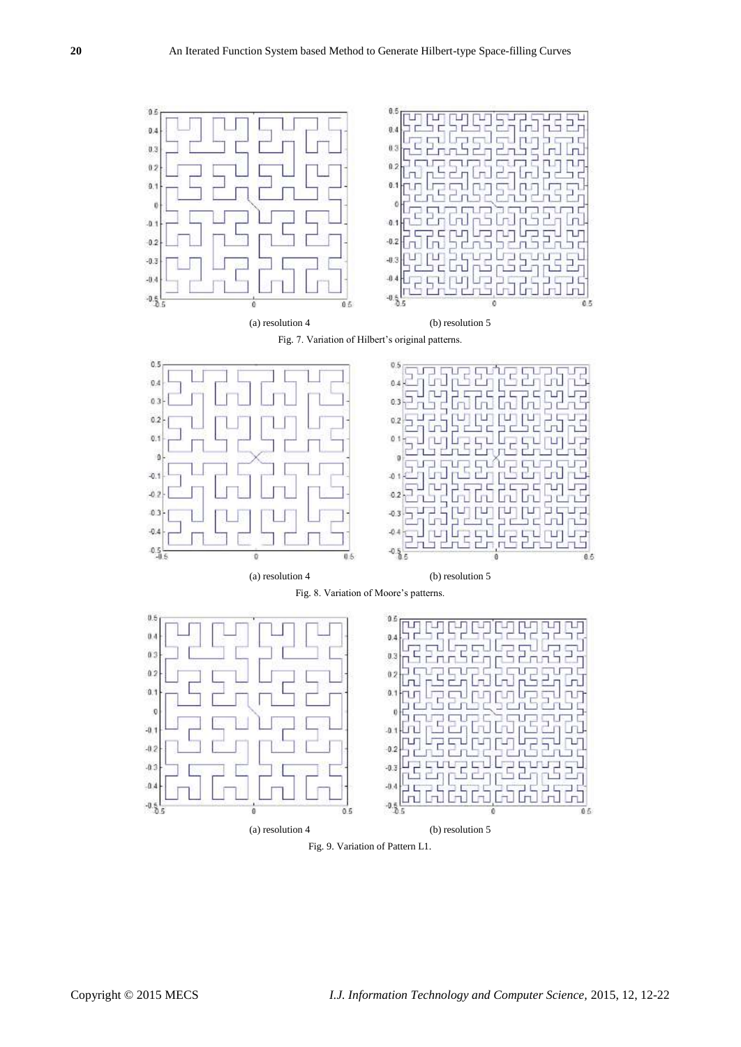(a) resolution 4

(b) resolution 5

Fig. 7. Variation of Hilbert's original patterns.

(a) resolution 4

(b) resolution 5

Fig. 8. Variation of Moore's patterns.

(a) resolution 4

(b) resolution 5

Fig. 9. Variation of Pattern L1.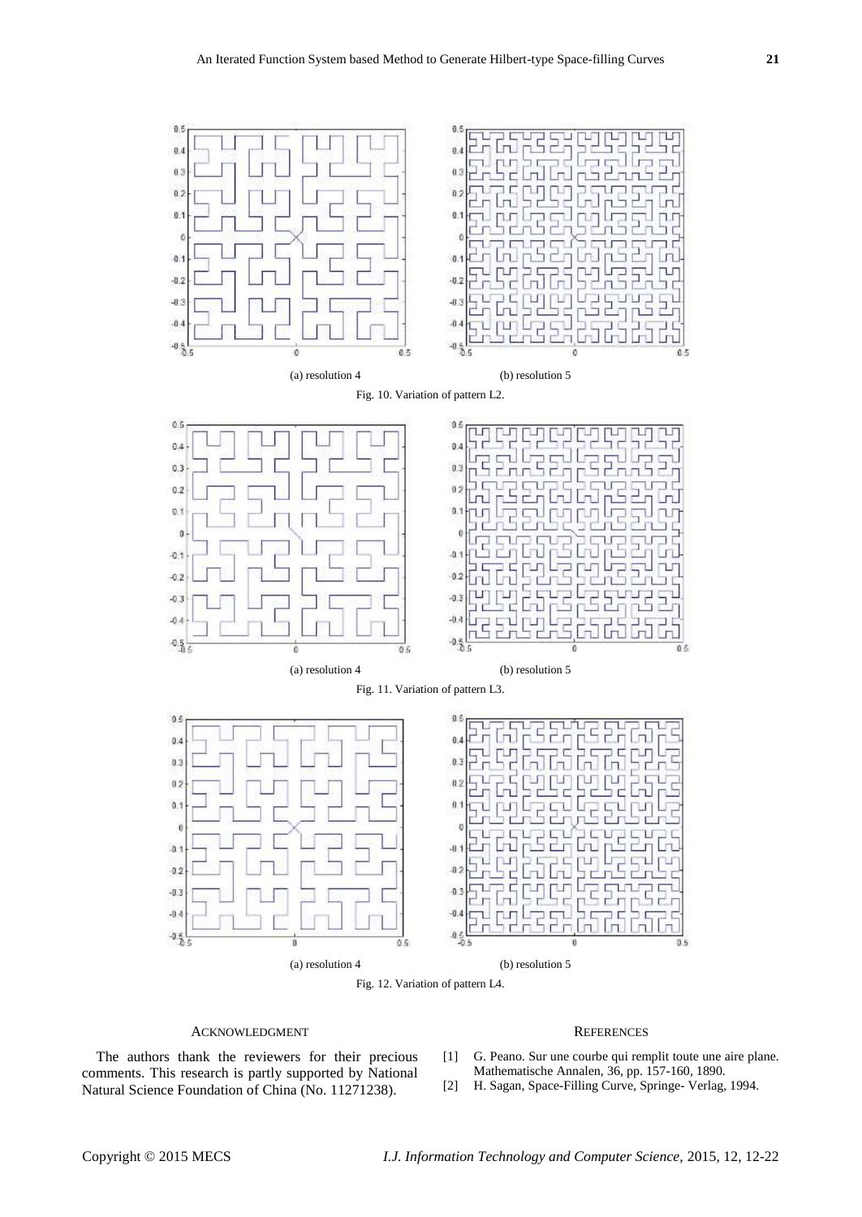(a) resolution 4 (b) resolution 5

Fig. 10. Variation of pattern L2.

(a) resolution 4 (b) resolution 5

Fig. 11. Variation of pattern L3.

(a) resolution 4 (b) resolution 5

Fig. 12. Variation of pattern L4.

## ACKNOWLEDGMENT

The authors thank the reviewers for their precious comments. This research is partly supported by National Natural Science Foundation of China (No. 11271238).

## REFERENCES

[1] G. Peano. Sur une courbe qui remplit toute une aire plane. Mathematische Annalen, 36, pp. 157-160, 1890.

[2] H. Sagan, Space-Filling Curve, Springe- Verlag, 1994.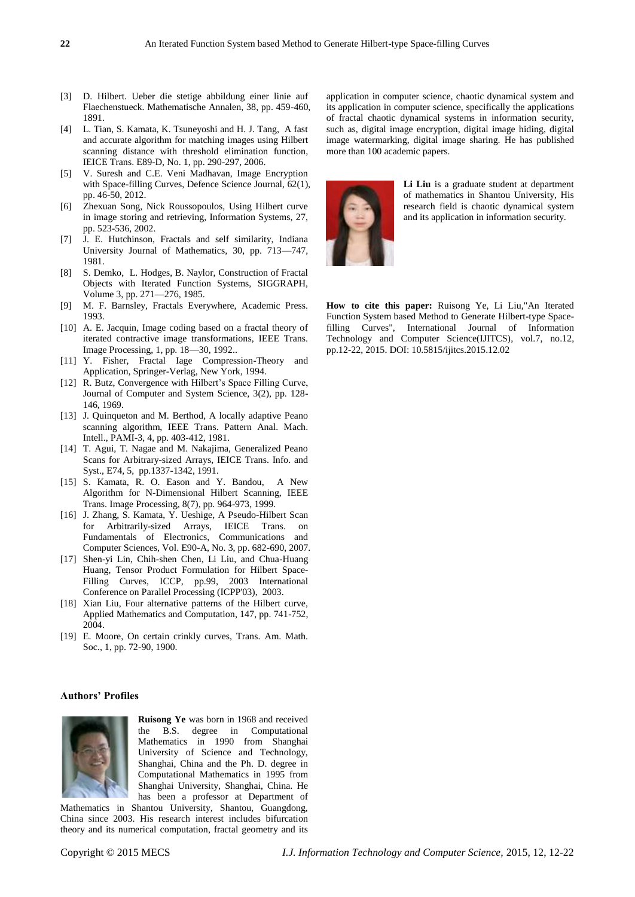[3] D. Hilbert. Ueber die stetige abbildung einer linie auf Flaechenstueck. Mathematische Annalen, 38, pp. 459-460, 1891.

[4] L. Tian, S. Kamata, K. Tsuneyoshi and H. J. Tang, A fast and accurate algorithm for matching images using Hilbert scanning distance with threshold elimination function, IEICE Trans. E89-D, No. 1, pp. 290-297, 2006.

[5] V. Suresh and C.E. Veni Madhavan, Image Encryption with Space-filling Curves, Defence Science Journal, 62(1), pp. 46-50, 2012.

[6] Zhexuan Song, Nick Roussopoulos, Using Hilbert curve in image storing and retrieving, Information Systems, 27, pp. 523-536, 2002.

[7] J. E. Hutchinson, Fractals and self similarity, Indiana University Journal of Mathematics, 30, pp. 713—747, 1981.

[8] S. Demko, L. Hodges, B. Naylor, Construction of Fractal Objects with Iterated Function Systems, SIGGRAPH, Volume 3, pp. 271—276, 1985.

[9] M. F. Barnsley, Fractals Everywhere, Academic Press. 1993.

[10] A. E. Jacquin, Image coding based on a fractal theory of iterated contractive image transformations, IEEE Trans. Image Processing, 1, pp. 18—30, 1992..

[11] Y. Fisher, Fractal Iage Compression-Theory and Application, Springer-Verlag, New York, 1994.

[12] R. Butz, Convergence with Hilbert's Space Filling Curve, Journal of Computer and System Science, 3(2), pp. 128-146, 1969.

[13] J. Quinqueton and M. Berthod, A locally adaptive Peano scanning algorithm, IEEE Trans. Pattern Anal. Mach. Intell., PAMI-3, 4, pp. 403-412, 1981.

[14] T. Agui, T. Nagae and M. Nakajima, Generalized Peano Scans for Arbitrary-sized Arrays, IEICE Trans. Info. and Syst., E74, 5, pp.1337-1342, 1991.

[15] S. Kamata, R. O. Eason and Y. Bandou, A New Algorithm for N-Dimensional Hilbert Scanning, IEEE Trans. Image Processing, 8(7), pp. 964-973, 1999.

[16] J. Zhang, S. Kamata, Y. Ueshige, A Pseudo-Hilbert Scan for Arbitrarily-sized Arrays, IEICE Trans. on Fundamentals of Electronics, Communications and Computer Sciences, Vol. E90-A, No. 3, pp. 682-690, 2007.

[17] Shen-yi Lin, Chih-shen Chen, Li Liu, and Chua-Huang Huang, Tensor Product Formulation for Hilbert Space-Filling Curves, ICCP, pp.99, 2003 International Conference on Parallel Processing (ICPP'03), 2003.

[18] Xian Liu, Four alternative patterns of the Hilbert curve, Applied Mathematics and Computation, 147, pp. 741-752, 2004.

[19] E. Moore, On certain crinkly curves, Trans. Am. Math. Soc., 1, pp. 72-90, 1900.

### Authors' Profiles

**Ruisong Ye** was born in 1968 and received the B.S. degree in Computational Mathematics in 1990 from Shanghai University of Science and Technology, Shanghai, China and the Ph. D. degree in Computational Mathematics in 1995 from Shanghai University, Shanghai, China. He has been a professor at Department of Mathematics in Shantou University, Shantou, Guangdong, China since 2003. His research interest includes bifurcation theory and its numerical computation, fractal geometry and its application in computer science, chaotic dynamical system and its application in computer science, specifically the applications of fractal chaotic dynamical systems in information security, such as, digital image encryption, digital image hiding, digital image watermarking, digital image sharing. He has published more than 100 academic papers.

**Li Liu** is a graduate student at department of mathematics in Shantou University, His research field is chaotic dynamical system and its application in information security.

**How to cite this paper:** Ruisong Ye, Li Liu,"An Iterated Function System based Method to Generate Hilbert-type Space-filling Curves", International Journal of Information Technology and Computer Science(IJITCS), vol.7, no.12, pp.12-22, 2015. DOI: 10.5815/ijitcs.2015.12.02